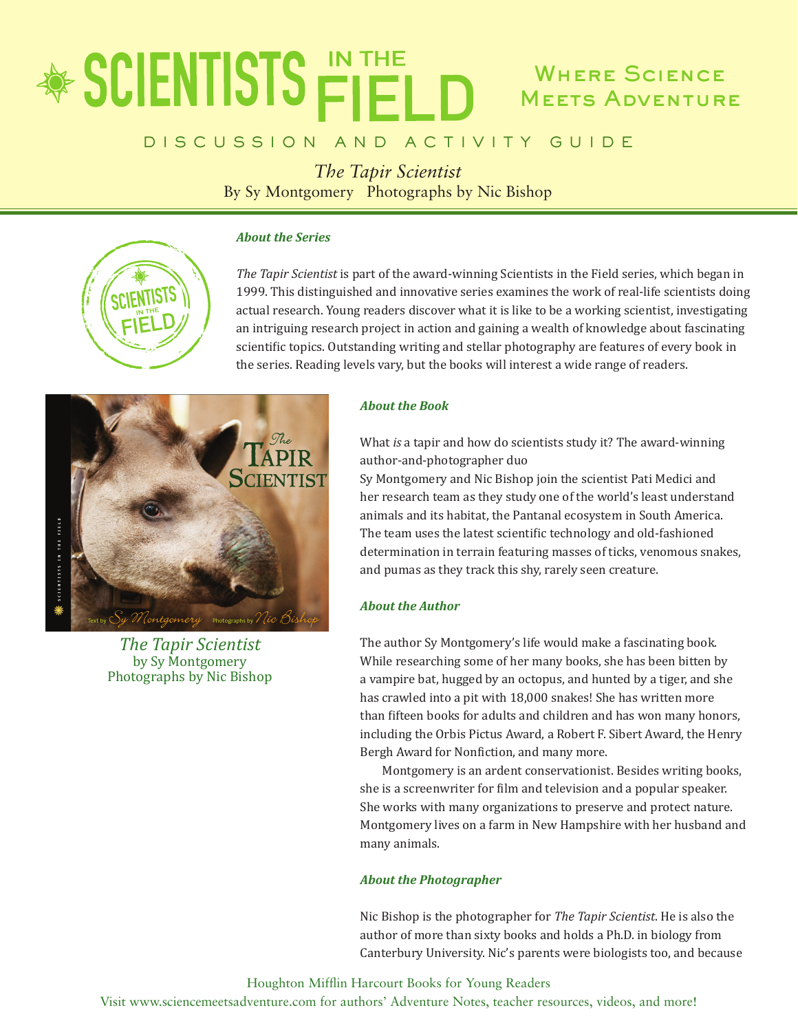# SCIENTISTS IN THE FIELD

## Where Science Meets Adventure

DISCUSSION AND ACTIVITY GUIDE

*The Tapir Scientist*
By Sy Montgomery Photographs by Nic Bishop

### *About the Series*

*The Tapir Scientist* is part of the award-winning Scientists in the Field series, which began in 1999. This distinguished and innovative series examines the work of real-life scientists doing actual research. Young readers discover what it is like to be a working scientist, investigating an intriguing research project in action and gaining a wealth of knowledge about fascinating scientific topics. Outstanding writing and stellar photography are features of every book in the series. Reading levels vary, but the books will interest a wide range of readers.

*The Tapir Scientist*
by Sy Montgomery
Photographs by Nic Bishop

### *About the Book*

What *is* a tapir and how do scientists study it? The award-winning author-and-photographer duo
Sy Montgomery and Nic Bishop join the scientist Pati Medici and her research team as they study one of the world's least understand animals and its habitat, the Pantanal ecosystem in South America. The team uses the latest scientific technology and old-fashioned determination in terrain featuring masses of ticks, venomous snakes, and pumas as they track this shy, rarely seen creature.

### *About the Author*

The author Sy Montgomery's life would make a fascinating book. While researching some of her many books, she has been bitten by a vampire bat, hugged by an octopus, and hunted by a tiger, and she has crawled into a pit with 18,000 snakes! She has written more than fifteen books for adults and children and has won many honors, including the Orbis Pictus Award, a Robert F. Sibert Award, the Henry Bergh Award for Nonfiction, and many more.

Montgomery is an ardent conservationist. Besides writing books, she is a screenwriter for film and television and a popular speaker. She works with many organizations to preserve and protect nature. Montgomery lives on a farm in New Hampshire with her husband and many animals.

### *About the Photographer*

Nic Bishop is the photographer for *The Tapir Scientist*. He is also the author of more than sixty books and holds a Ph.D. in biology from Canterbury University. Nic's parents were biologists too, and because

Houghton Mifflin Harcourt Books for Young Readers
Visit www.sciencemeetsadventure.com for authors' Adventure Notes, teacher resources, videos, and more!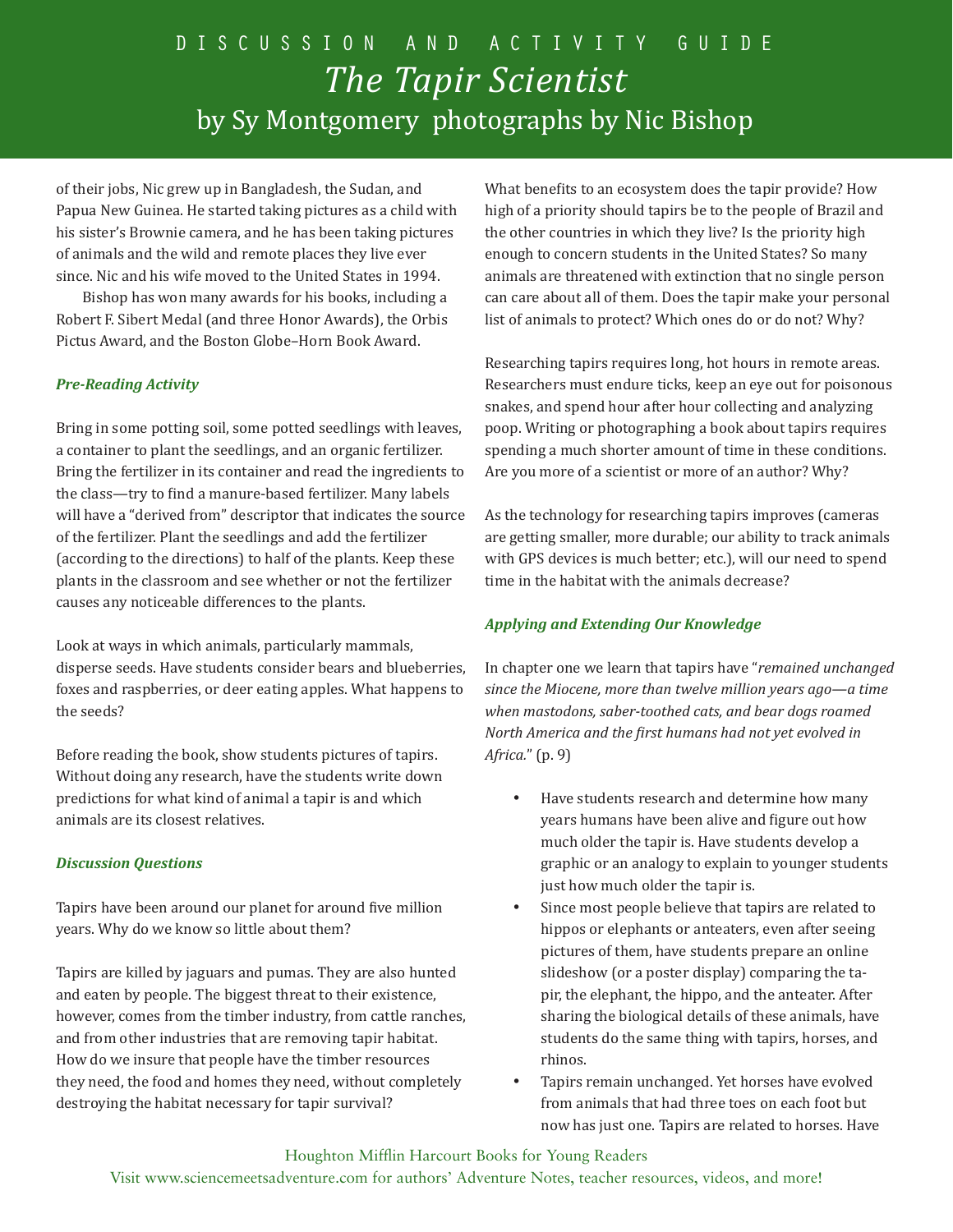of their jobs, Nic grew up in Bangladesh, the Sudan, and Papua New Guinea. He started taking pictures as a child with his sister's Brownie camera, and he has been taking pictures of animals and the wild and remote places they live ever since. Nic and his wife moved to the United States in 1994.

Bishop has won many awards for his books, including a Robert F. Sibert Medal (and three Honor Awards), the Orbis Pictus Award, and the Boston Globe–Horn Book Award.

### *Pre-Reading Activity*

Bring in some potting soil, some potted seedlings with leaves, a container to plant the seedlings, and an organic fertilizer. Bring the fertilizer in its container and read the ingredients to the class—try to find a manure-based fertilizer. Many labels will have a "derived from" descriptor that indicates the source of the fertilizer. Plant the seedlings and add the fertilizer (according to the directions) to half of the plants. Keep these plants in the classroom and see whether or not the fertilizer causes any noticeable differences to the plants.

Look at ways in which animals, particularly mammals, disperse seeds. Have students consider bears and blueberries, foxes and raspberries, or deer eating apples. What happens to the seeds?

Before reading the book, show students pictures of tapirs. Without doing any research, have the students write down predictions for what kind of animal a tapir is and which animals are its closest relatives.

### *Discussion Questions*

Tapirs have been around our planet for around five million years. Why do we know so little about them?

Tapirs are killed by jaguars and pumas. They are also hunted and eaten by people. The biggest threat to their existence, however, comes from the timber industry, from cattle ranches, and from other industries that are removing tapir habitat. How do we insure that people have the timber resources they need, the food and homes they need, without completely destroying the habitat necessary for tapir survival?

What benefits to an ecosystem does the tapir provide? How high of a priority should tapirs be to the people of Brazil and the other countries in which they live? Is the priority high enough to concern students in the United States? So many animals are threatened with extinction that no single person can care about all of them. Does the tapir make your personal list of animals to protect? Which ones do or do not? Why?

Researching tapirs requires long, hot hours in remote areas. Researchers must endure ticks, keep an eye out for poisonous snakes, and spend hour after hour collecting and analyzing poop. Writing or photographing a book about tapirs requires spending a much shorter amount of time in these conditions. Are you more of a scientist or more of an author? Why?

As the technology for researching tapirs improves (cameras are getting smaller, more durable; our ability to track animals with GPS devices is much better; etc.), will our need to spend time in the habitat with the animals decrease?

### *Applying and Extending Our Knowledge*

In chapter one we learn that tapirs have "*remained unchanged since the Miocene, more than twelve million years ago—a time when mastodons, saber-toothed cats, and bear dogs roamed North America and the first humans had not yet evolved in Africa.*" (p. 9)

- Have students research and determine how many years humans have been alive and figure out how much older the tapir is. Have students develop a graphic or an analogy to explain to younger students just how much older the tapir is.
- Since most people believe that tapirs are related to hippos or elephants or anteaters, even after seeing pictures of them, have students prepare an online slideshow (or a poster display) comparing the tapir, the elephant, the hippo, and the anteater. After sharing the biological details of these animals, have students do the same thing with tapirs, horses, and rhinos.
- Tapirs remain unchanged. Yet horses have evolved from animals that had three toes on each foot but now has just one. Tapirs are related to horses. Have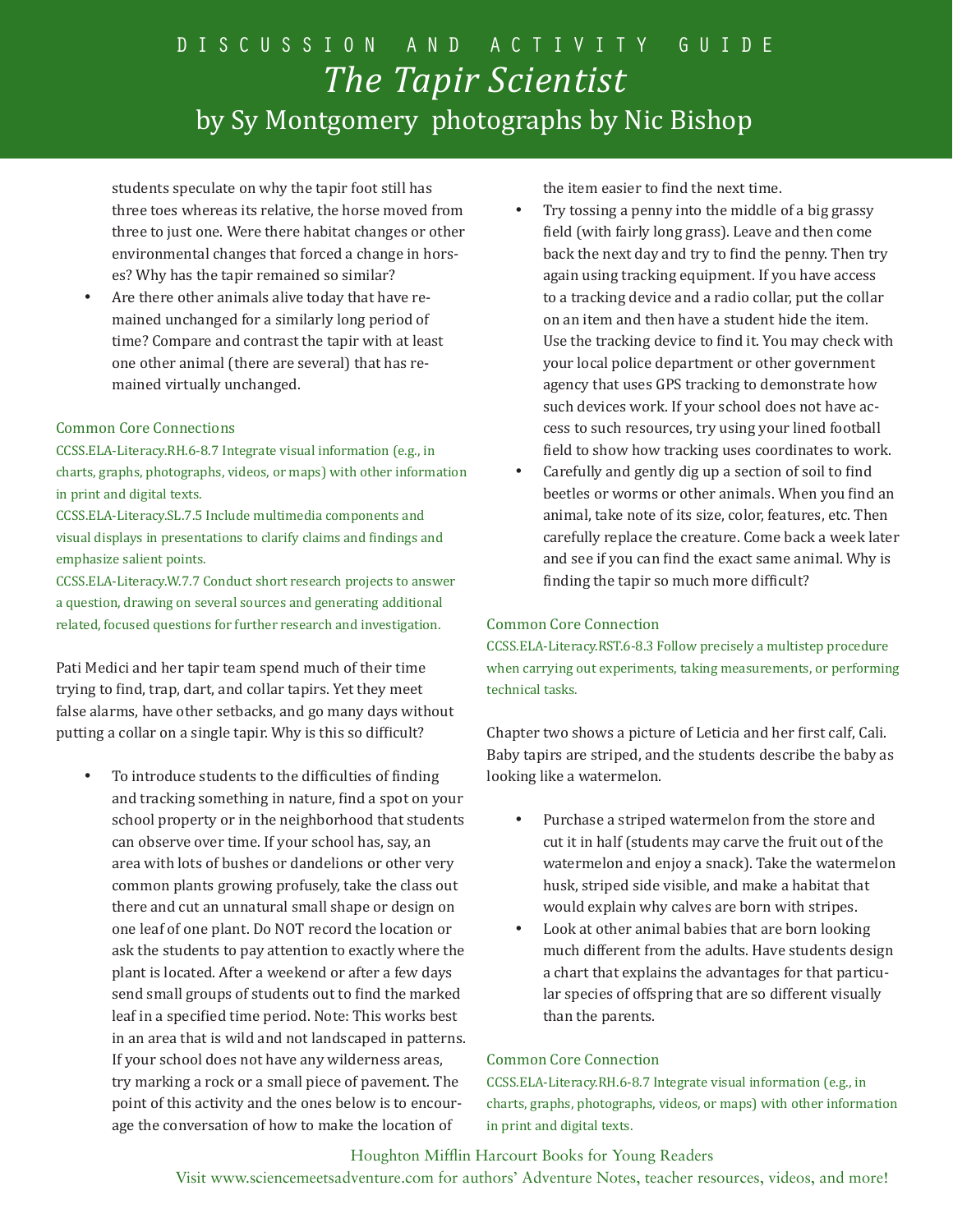students speculate on why the tapir foot still has three toes whereas its relative, the horse moved from three to just one. Were there habitat changes or other environmental changes that forced a change in horses? Why has the tapir remained so similar?

- Are there other animals alive today that have remained unchanged for a similarly long period of time? Compare and contrast the tapir with at least one other animal (there are several) that has remained virtually unchanged.

Common Core Connections

CCSS.ELA-Literacy.RH.6-8.7 Integrate visual information (e.g., in charts, graphs, photographs, videos, or maps) with other information in print and digital texts.

CCSS.ELA-Literacy.SL.7.5 Include multimedia components and visual displays in presentations to clarify claims and findings and emphasize salient points.

CCSS.ELA-Literacy.W.7.7 Conduct short research projects to answer a question, drawing on several sources and generating additional related, focused questions for further research and investigation.

Pati Medici and her tapir team spend much of their time trying to find, trap, dart, and collar tapirs. Yet they meet false alarms, have other setbacks, and go many days without putting a collar on a single tapir. Why is this so difficult?

- To introduce students to the difficulties of finding and tracking something in nature, find a spot on your school property or in the neighborhood that students can observe over time. If your school has, say, an area with lots of bushes or dandelions or other very common plants growing profusely, take the class out there and cut an unnatural small shape or design on one leaf of one plant. Do NOT record the location or ask the students to pay attention to exactly where the plant is located. After a weekend or after a few days send small groups of students out to find the marked leaf in a specified time period. Note: This works best in an area that is wild and not landscaped in patterns. If your school does not have any wilderness areas, try marking a rock or a small piece of pavement. The point of this activity and the ones below is to encourage the conversation of how to make the location of the item easier to find the next time.
- Try tossing a penny into the middle of a big grassy field (with fairly long grass). Leave and then come back the next day and try to find the penny. Then try again using tracking equipment. If you have access to a tracking device and a radio collar, put the collar on an item and then have a student hide the item. Use the tracking device to find it. You may check with your local police department or other government agency that uses GPS tracking to demonstrate how such devices work. If your school does not have access to such resources, try using your lined football field to show how tracking uses coordinates to work.
- Carefully and gently dig up a section of soil to find beetles or worms or other animals. When you find an animal, take note of its size, color, features, etc. Then carefully replace the creature. Come back a week later and see if you can find the exact same animal. Why is finding the tapir so much more difficult?

Common Core Connection

CCSS.ELA-Literacy.RST.6-8.3 Follow precisely a multistep procedure when carrying out experiments, taking measurements, or performing technical tasks.

Chapter two shows a picture of Leticia and her first calf, Cali. Baby tapirs are striped, and the students describe the baby as looking like a watermelon.

- Purchase a striped watermelon from the store and cut it in half (students may carve the fruit out of the watermelon and enjoy a snack). Take the watermelon husk, striped side visible, and make a habitat that would explain why calves are born with stripes.
- Look at other animal babies that are born looking much different from the adults. Have students design a chart that explains the advantages for that particular species of offspring that are so different visually than the parents.

Common Core Connection

CCSS.ELA-Literacy.RH.6-8.7 Integrate visual information (e.g., in charts, graphs, photographs, videos, or maps) with other information in print and digital texts.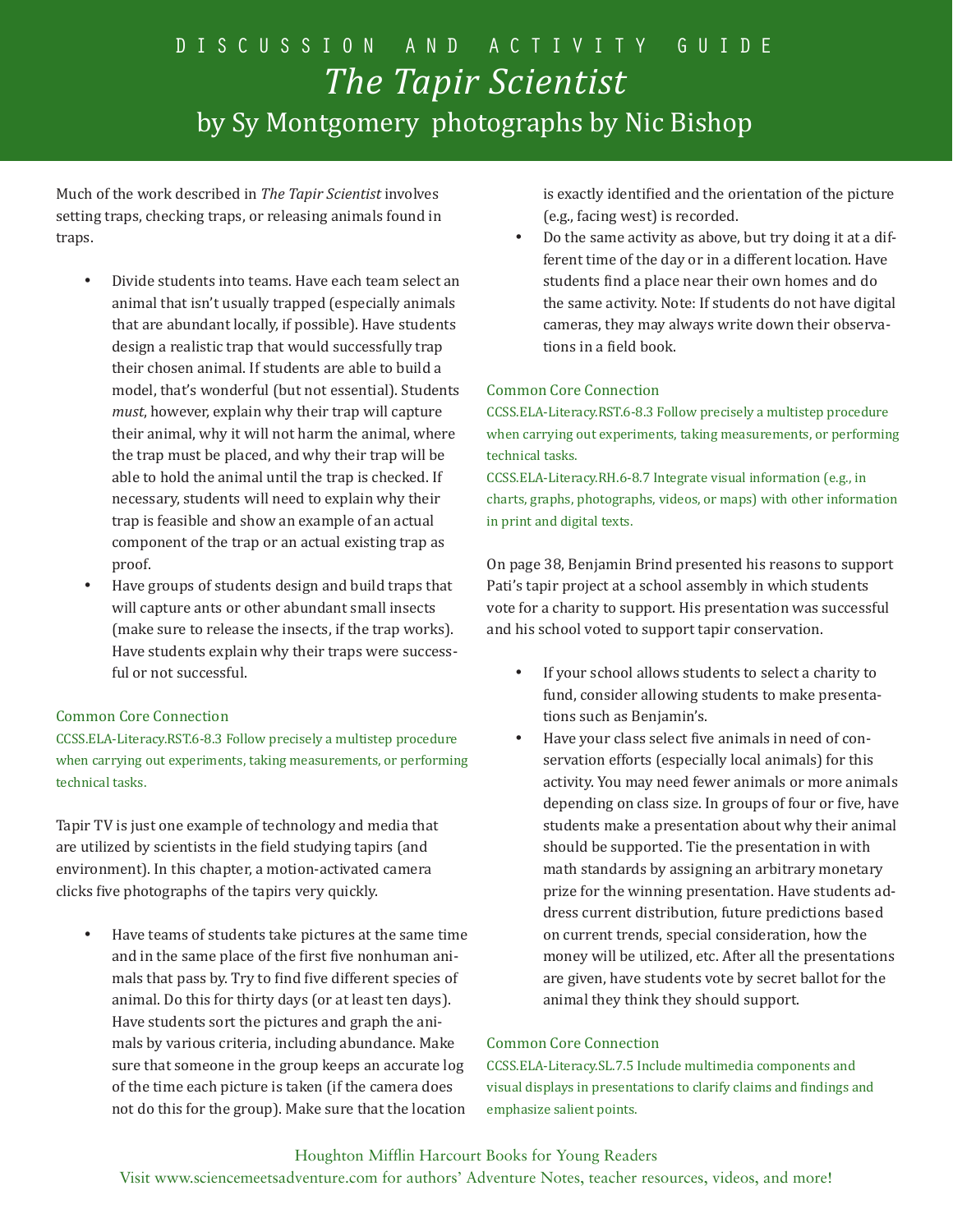# DISCUSSION AND ACTIVITY GUIDE

## *The Tapir Scientist*

### by Sy Montgomery photographs by Nic Bishop

Much of the work described in *The Tapir Scientist* involves setting traps, checking traps, or releasing animals found in traps.

- Divide students into teams. Have each team select an animal that isn't usually trapped (especially animals that are abundant locally, if possible). Have students design a realistic trap that would successfully trap their chosen animal. If students are able to build a model, that's wonderful (but not essential). Students *must*, however, explain why their trap will capture their animal, why it will not harm the animal, where the trap must be placed, and why their trap will be able to hold the animal until the trap is checked. If necessary, students will need to explain why their trap is feasible and show an example of an actual component of the trap or an actual existing trap as proof.
- Have groups of students design and build traps that will capture ants or other abundant small insects (make sure to release the insects, if the trap works). Have students explain why their traps were successful or not successful.

Common Core Connection

CCSS.ELA-Literacy.RST.6-8.3 Follow precisely a multistep procedure when carrying out experiments, taking measurements, or performing technical tasks.

Tapir TV is just one example of technology and media that are utilized by scientists in the field studying tapirs (and environment). In this chapter, a motion-activated camera clicks five photographs of the tapirs very quickly.

- Have teams of students take pictures at the same time and in the same place of the first five nonhuman animals that pass by. Try to find five different species of animal. Do this for thirty days (or at least ten days). Have students sort the pictures and graph the animals by various criteria, including abundance. Make sure that someone in the group keeps an accurate log of the time each picture is taken (if the camera does not do this for the group). Make sure that the location is exactly identified and the orientation of the picture (e.g., facing west) is recorded.
- Do the same activity as above, but try doing it at a different time of the day or in a different location. Have students find a place near their own homes and do the same activity. Note: If students do not have digital cameras, they may always write down their observations in a field book.

Common Core Connection

CCSS.ELA-Literacy.RST.6-8.3 Follow precisely a multistep procedure when carrying out experiments, taking measurements, or performing technical tasks.

CCSS.ELA-Literacy.RH.6-8.7 Integrate visual information (e.g., in charts, graphs, photographs, videos, or maps) with other information in print and digital texts.

On page 38, Benjamin Brind presented his reasons to support Pati's tapir project at a school assembly in which students vote for a charity to support. His presentation was successful and his school voted to support tapir conservation.

- If your school allows students to select a charity to fund, consider allowing students to make presentations such as Benjamin's.
- Have your class select five animals in need of conservation efforts (especially local animals) for this activity. You may need fewer animals or more animals depending on class size. In groups of four or five, have students make a presentation about why their animal should be supported. Tie the presentation in with math standards by assigning an arbitrary monetary prize for the winning presentation. Have students address current distribution, future predictions based on current trends, special consideration, how the money will be utilized, etc. After all the presentations are given, have students vote by secret ballot for the animal they think they should support.

Common Core Connection

CCSS.ELA-Literacy.SL.7.5 Include multimedia components and visual displays in presentations to clarify claims and findings and emphasize salient points.

Houghton Mifflin Harcourt Books for Young Readers

Visit www.sciencemeetsadventure.com for authors' Adventure Notes, teacher resources, videos, and more!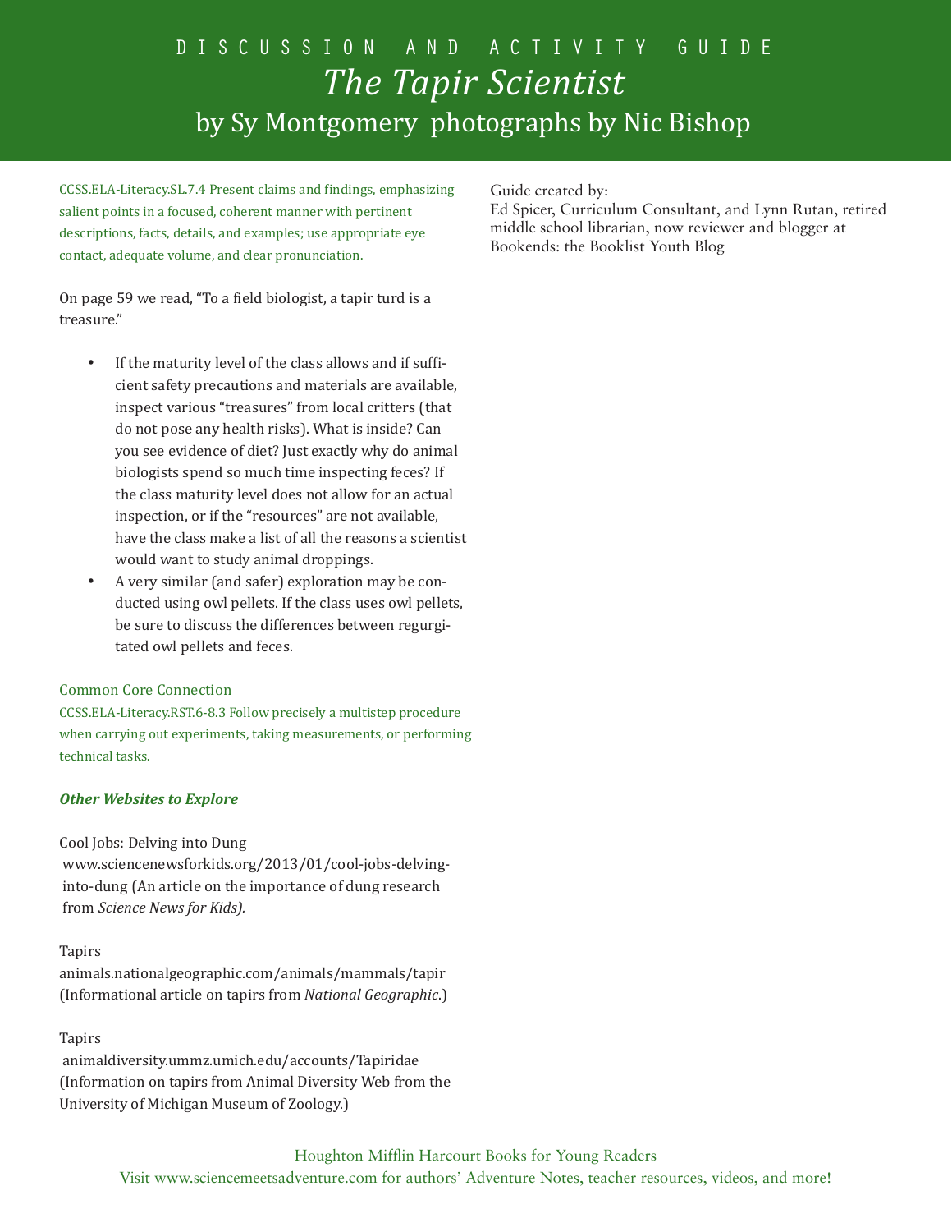# DISCUSSION AND ACTIVITY GUIDE

## *The Tapir Scientist*

### by Sy Montgomery photographs by Nic Bishop

CCSS.ELA-Literacy.SL.7.4 Present claims and findings, emphasizing salient points in a focused, coherent manner with pertinent descriptions, facts, details, and examples; use appropriate eye contact, adequate volume, and clear pronunciation.

On page 59 we read, "To a field biologist, a tapir turd is a treasure."

- If the maturity level of the class allows and if sufficient safety precautions and materials are available, inspect various "treasures" from local critters (that do not pose any health risks). What is inside? Can you see evidence of diet? Just exactly why do animal biologists spend so much time inspecting feces? If the class maturity level does not allow for an actual inspection, or if the "resources" are not available, have the class make a list of all the reasons a scientist would want to study animal droppings.
- A very similar (and safer) exploration may be conducted using owl pellets. If the class uses owl pellets, be sure to discuss the differences between regurgitated owl pellets and feces.

Common Core Connection

CCSS.ELA-Literacy.RST.6-8.3 Follow precisely a multistep procedure when carrying out experiments, taking measurements, or performing technical tasks.

***Other Websites to Explore***

Cool Jobs: Delving into Dung
www.sciencenewsforkids.org/2013/01/cool-jobs-delving-into-dung (An article on the importance of dung research from *Science News for Kids).*

Tapirs
animals.nationalgeographic.com/animals/mammals/tapir (Informational article on tapirs from *National Geographic*.)

Tapirs
animaldiversity.ummz.umich.edu/accounts/Tapiridae (Information on tapirs from Animal Diversity Web from the University of Michigan Museum of Zoology.)

Guide created by:
Ed Spicer, Curriculum Consultant, and Lynn Rutan, retired middle school librarian, now reviewer and blogger at Bookends: the Booklist Youth Blog

Houghton Mifflin Harcourt Books for Young Readers
Visit www.sciencemeetsadventure.com for authors' Adventure Notes, teacher resources, videos, and more!